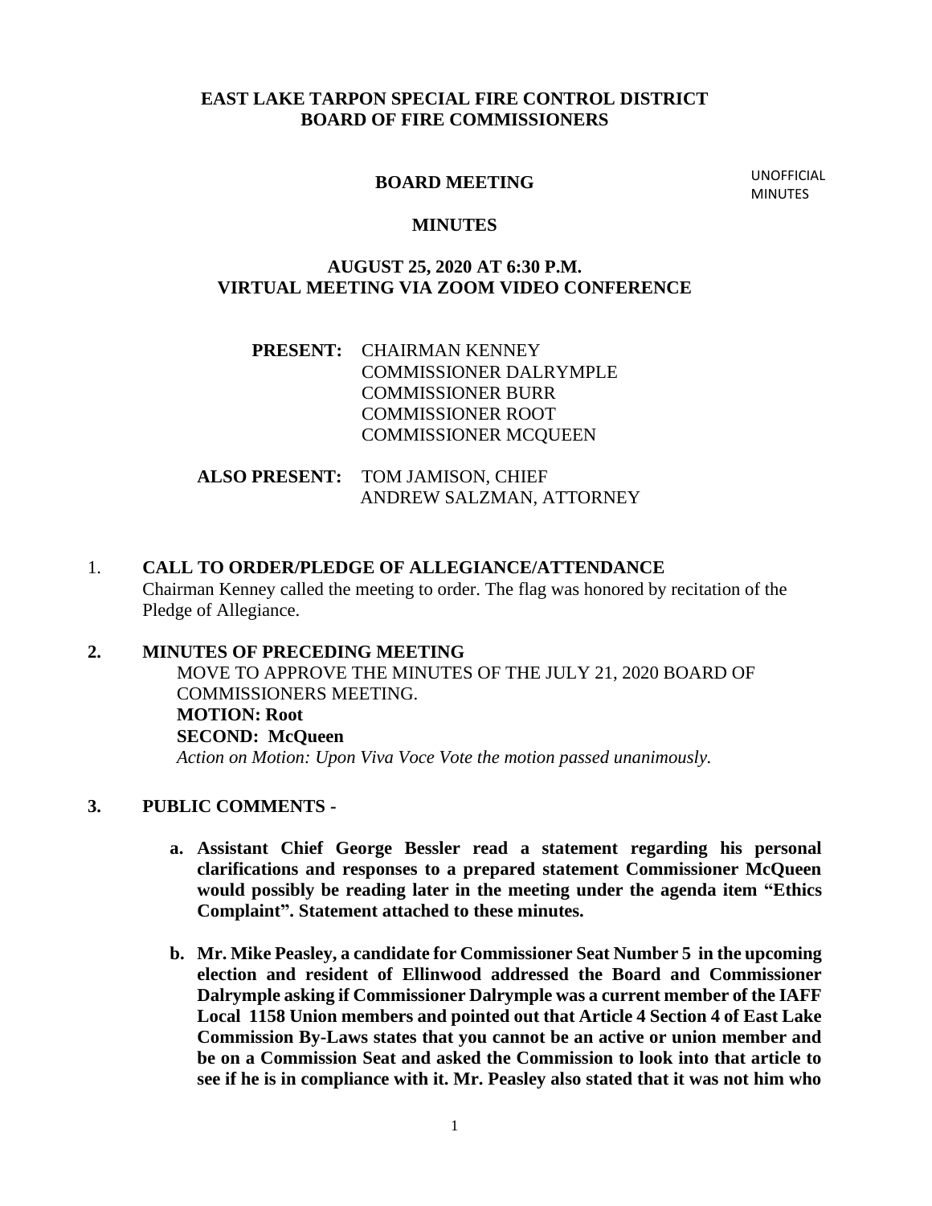# EAST LAKE TARPON SPECIAL FIRE CONTROL DISTRICT
# BOARD OF FIRE COMMISSIONERS

## BOARD MEETING

UNOFFICIAL MINUTES

## MINUTES

## AUGUST 25, 2020 AT 6:30 P.M.
## VIRTUAL MEETING VIA ZOOM VIDEO CONFERENCE

**PRESENT:** CHAIRMAN KENNEY
COMMISSIONER DALRYMPLE
COMMISSIONER BURR
COMMISSIONER ROOT
COMMISSIONER MCQUEEN

**ALSO PRESENT:** TOM JAMISON, CHIEF
ANDREW SALZMAN, ATTORNEY

1. **CALL TO ORDER/PLEDGE OF ALLEGIANCE/ATTENDANCE**
   Chairman Kenney called the meeting to order. The flag was honored by recitation of the Pledge of Allegiance.

2. **MINUTES OF PRECEDING MEETING**
   MOVE TO APPROVE THE MINUTES OF THE JULY 21, 2020 BOARD OF COMMISSIONERS MEETING.
   **MOTION: Root**
   **SECOND: McQueen**
   *Action on Motion: Upon Viva Voce Vote the motion passed unanimously.*

3. **PUBLIC COMMENTS -**

   a. **Assistant Chief George Bessler read a statement regarding his personal clarifications and responses to a prepared statement Commissioner McQueen would possibly be reading later in the meeting under the agenda item "Ethics Complaint". Statement attached to these minutes.**

   b. **Mr. Mike Peasley, a candidate for Commissioner Seat Number 5 in the upcoming election and resident of Ellinwood addressed the Board and Commissioner Dalrymple asking if Commissioner Dalrymple was a current member of the IAFF Local 1158 Union members and pointed out that Article 4 Section 4 of East Lake Commission By-Laws states that you cannot be an active or union member and be on a Commission Seat and asked the Commission to look into that article to see if he is in compliance with it. Mr. Peasley also stated that it was not him who**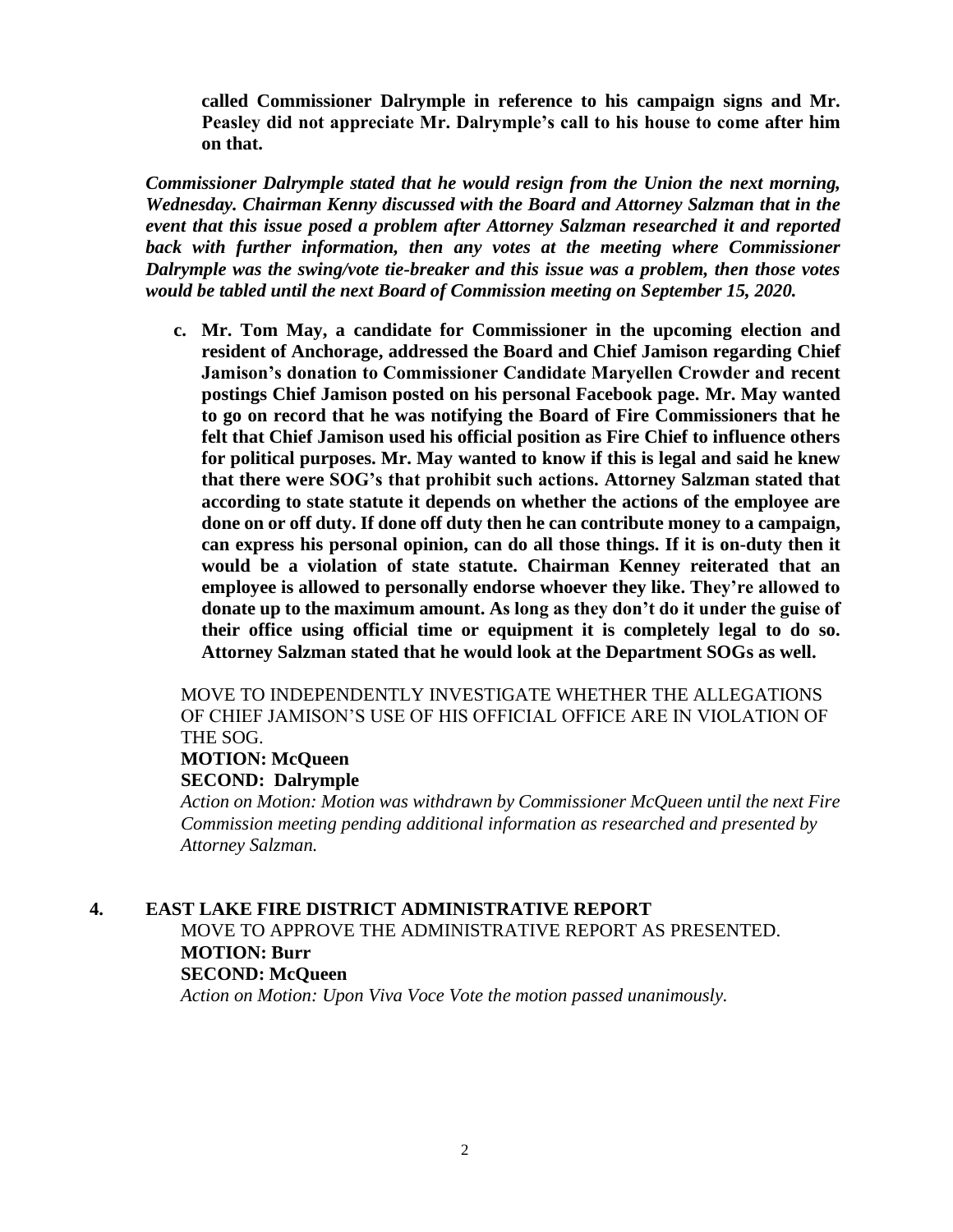**called Commissioner Dalrymple in reference to his campaign signs and Mr. Peasley did not appreciate Mr. Dalrymple's call to his house to come after him on that.**

***Commissioner Dalrymple stated that he would resign from the Union the next morning, Wednesday. Chairman Kenny discussed with the Board and Attorney Salzman that in the event that this issue posed a problem after Attorney Salzman researched it and reported back with further information, then any votes at the meeting where Commissioner Dalrymple was the swing/vote tie-breaker and this issue was a problem, then those votes would be tabled until the next Board of Commission meeting on September 15, 2020.***

c. **Mr. Tom May, a candidate for Commissioner in the upcoming election and resident of Anchorage, addressed the Board and Chief Jamison regarding Chief Jamison's donation to Commissioner Candidate Maryellen Crowder and recent postings Chief Jamison posted on his personal Facebook page. Mr. May wanted to go on record that he was notifying the Board of Fire Commissioners that he felt that Chief Jamison used his official position as Fire Chief to influence others for political purposes. Mr. May wanted to know if this is legal and said he knew that there were SOG's that prohibit such actions. Attorney Salzman stated that according to state statute it depends on whether the actions of the employee are done on or off duty. If done off duty then he can contribute money to a campaign, can express his personal opinion, can do all those things. If it is on-duty then it would be a violation of state statute. Chairman Kenney reiterated that an employee is allowed to personally endorse whoever they like. They're allowed to donate up to the maximum amount. As long as they don't do it under the guise of their office using official time or equipment it is completely legal to do so. Attorney Salzman stated that he would look at the Department SOGs as well.**

MOVE TO INDEPENDENTLY INVESTIGATE WHETHER THE ALLEGATIONS OF CHIEF JAMISON'S USE OF HIS OFFICIAL OFFICE ARE IN VIOLATION OF THE SOG.
**MOTION: McQueen**
**SECOND: Dalrymple**
*Action on Motion: Motion was withdrawn by Commissioner McQueen until the next Fire Commission meeting pending additional information as researched and presented by Attorney Salzman.*

## 4. EAST LAKE FIRE DISTRICT ADMINISTRATIVE REPORT

MOVE TO APPROVE THE ADMINISTRATIVE REPORT AS PRESENTED.
**MOTION: Burr**
**SECOND: McQueen**
*Action on Motion: Upon Viva Voce Vote the motion passed unanimously.*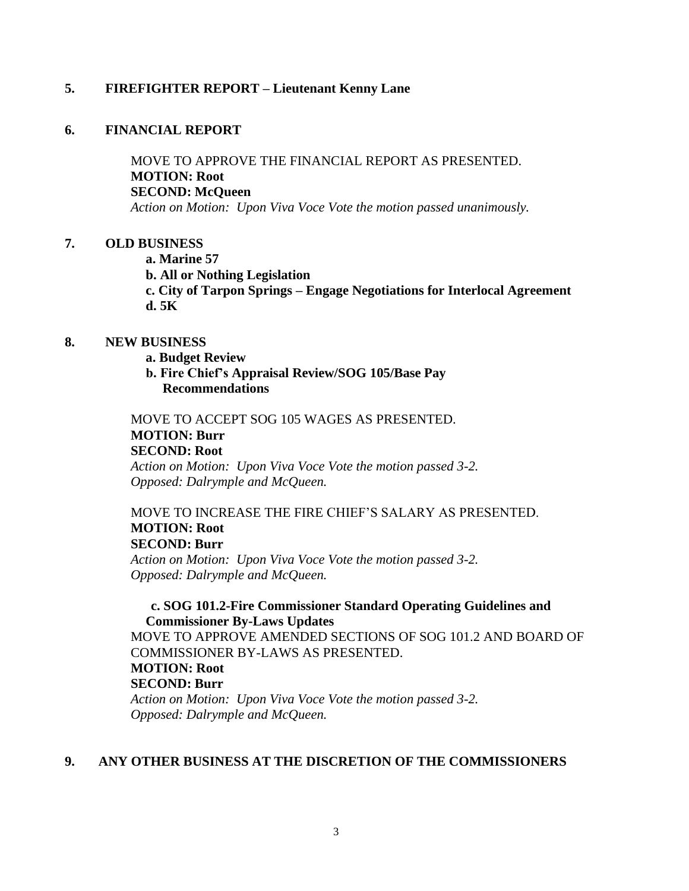**5. FIREFIGHTER REPORT – Lieutenant Kenny Lane**

**6. FINANCIAL REPORT**

MOVE TO APPROVE THE FINANCIAL REPORT AS PRESENTED.
**MOTION: Root**
**SECOND: McQueen**
*Action on Motion: Upon Viva Voce Vote the motion passed unanimously.*

**7. OLD BUSINESS**

**a. Marine 57**
**b. All or Nothing Legislation**
**c. City of Tarpon Springs – Engage Negotiations for Interlocal Agreement**
**d. 5K**

**8. NEW BUSINESS**

**a. Budget Review**
**b. Fire Chief's Appraisal Review/SOG 105/Base Pay Recommendations**

MOVE TO ACCEPT SOG 105 WAGES AS PRESENTED.
**MOTION: Burr**
**SECOND: Root**
*Action on Motion: Upon Viva Voce Vote the motion passed 3-2.*
*Opposed: Dalrymple and McQueen.*

MOVE TO INCREASE THE FIRE CHIEF'S SALARY AS PRESENTED.
**MOTION: Root**
**SECOND: Burr**
*Action on Motion: Upon Viva Voce Vote the motion passed 3-2.*
*Opposed: Dalrymple and McQueen.*

**c. SOG 101.2-Fire Commissioner Standard Operating Guidelines and Commissioner By-Laws Updates**

MOVE TO APPROVE AMENDED SECTIONS OF SOG 101.2 AND BOARD OF COMMISSIONER BY-LAWS AS PRESENTED.
**MOTION: Root**
**SECOND: Burr**
*Action on Motion: Upon Viva Voce Vote the motion passed 3-2.*
*Opposed: Dalrymple and McQueen.*

**9. ANY OTHER BUSINESS AT THE DISCRETION OF THE COMMISSIONERS**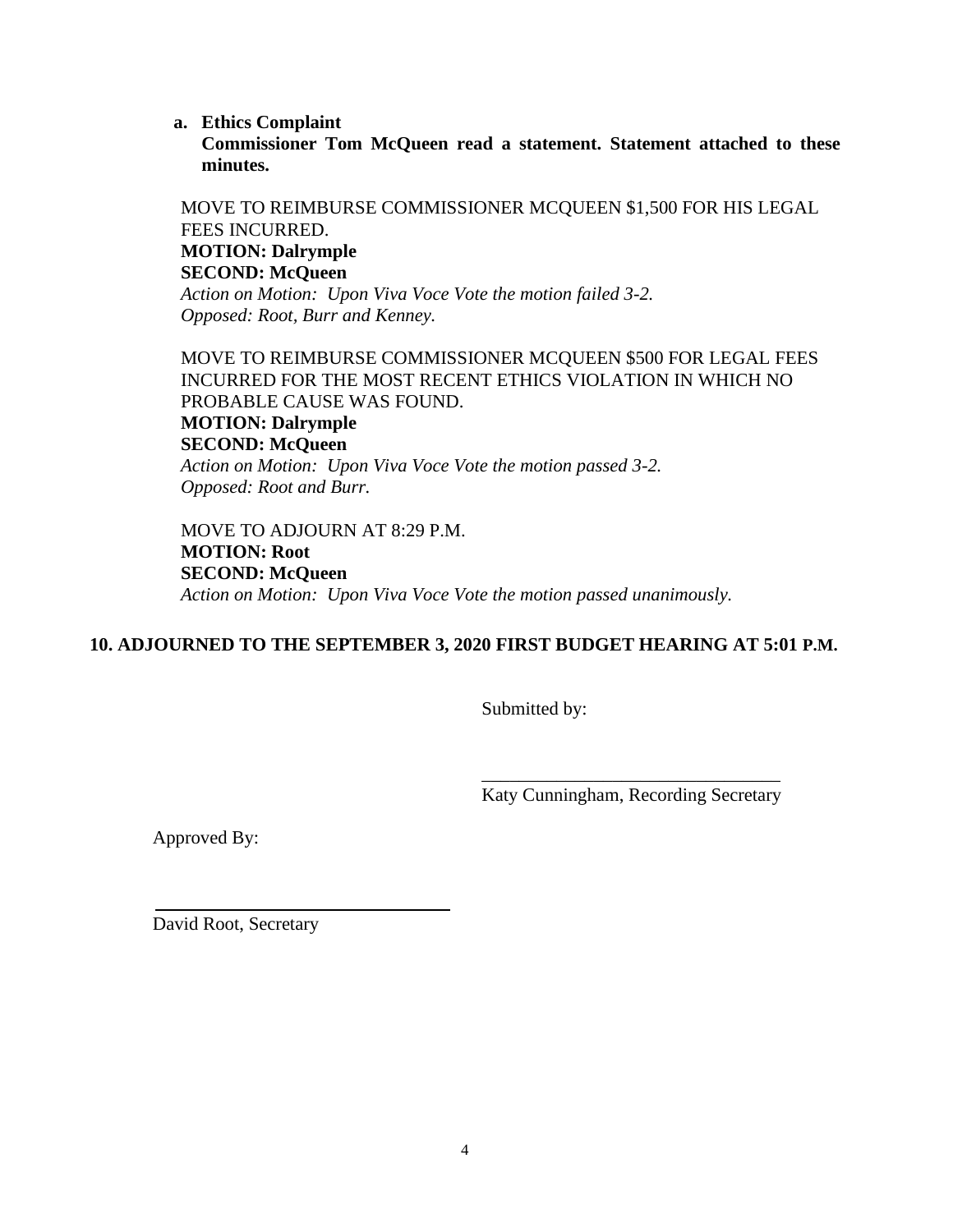a. **Ethics Complaint**
   **Commissioner Tom McQueen read a statement. Statement attached to these minutes.**

MOVE TO REIMBURSE COMMISSIONER MCQUEEN $1,500 FOR HIS LEGAL FEES INCURRED.
**MOTION: Dalrymple**
**SECOND: McQueen**
*Action on Motion: Upon Viva Voce Vote the motion failed 3-2.*
*Opposed: Root, Burr and Kenney.*

MOVE TO REIMBURSE COMMISSIONER MCQUEEN $500 FOR LEGAL FEES INCURRED FOR THE MOST RECENT ETHICS VIOLATION IN WHICH NO PROBABLE CAUSE WAS FOUND.
**MOTION: Dalrymple**
**SECOND: McQueen**
*Action on Motion: Upon Viva Voce Vote the motion passed 3-2.*
*Opposed: Root and Burr.*

MOVE TO ADJOURN AT 8:29 P.M.
**MOTION: Root**
**SECOND: McQueen**
*Action on Motion: Upon Viva Voce Vote the motion passed unanimously.*

**10. ADJOURNED TO THE SEPTEMBER 3, 2020 FIRST BUDGET HEARING AT 5:01 P.M.**

Submitted by:

\_\_\_\_\_\_\_\_\_\_\_\_\_\_\_\_\_\_\_\_\_\_\_\_\_\_\_\_\_\_\_\_
Katy Cunningham, Recording Secretary

Approved By:

\_\_\_\_\_\_\_\_\_\_\_\_\_\_\_\_\_\_\_\_\_\_\_\_\_\_\_\_\_\_\_\_
David Root, Secretary